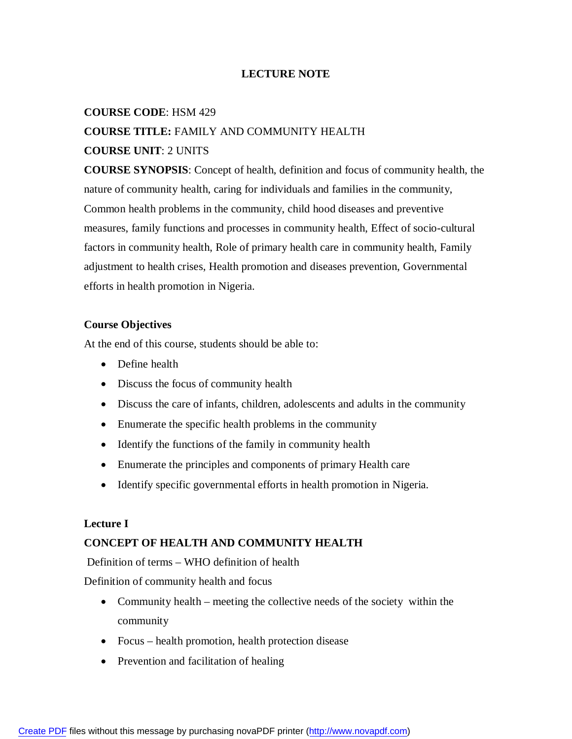# LECTURE NOTE

**COURSE CODE**: HSM 429

**COURSE TITLE:** FAMILY AND COMMUNITY HEALTH

**COURSE UNIT**: 2 UNITS

**COURSE SYNOPSIS**: Concept of health, definition and focus of community health, the nature of community health, caring for individuals and families in the community, Common health problems in the community, child hood diseases and preventive measures, family functions and processes in community health, Effect of socio-cultural factors in community health, Role of primary health care in community health, Family adjustment to health crises, Health promotion and diseases prevention, Governmental efforts in health promotion in Nigeria.

## Course Objectives

At the end of this course, students should be able to:

- Define health
- Discuss the focus of community health
- Discuss the care of infants, children, adolescents and adults in the community
- Enumerate the specific health problems in the community
- Identify the functions of the family in community health
- Enumerate the principles and components of primary Health care
- Identify specific governmental efforts in health promotion in Nigeria.

## Lecture I

### CONCEPT OF HEALTH AND COMMUNITY HEALTH

Definition of terms – WHO definition of health

Definition of community health and focus

- Community health – meeting the collective needs of the society within the community
- Focus – health promotion, health protection disease
- Prevention and facilitation of healing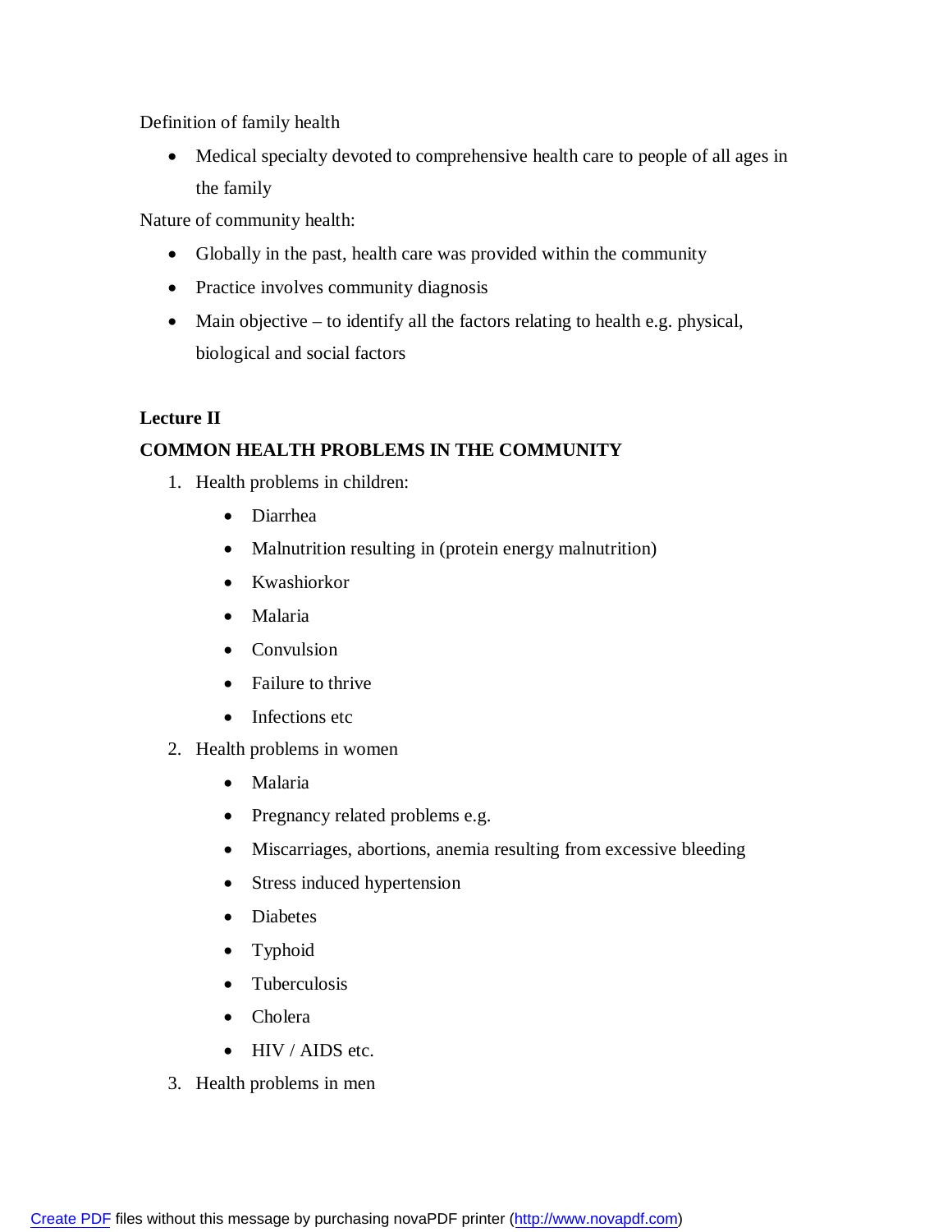Definition of family health

- Medical specialty devoted to comprehensive health care to people of all ages in the family

Nature of community health:

- Globally in the past, health care was provided within the community
- Practice involves community diagnosis
- Main objective – to identify all the factors relating to health e.g. physical, biological and social factors

**Lecture II**

**COMMON HEALTH PROBLEMS IN THE COMMUNITY**

1. Health problems in children:
   - Diarrhea
   - Malnutrition resulting in (protein energy malnutrition)
   - Kwashiorkor
   - Malaria
   - Convulsion
   - Failure to thrive
   - Infections etc
2. Health problems in women
   - Malaria
   - Pregnancy related problems e.g.
   - Miscarriages, abortions, anemia resulting from excessive bleeding
   - Stress induced hypertension
   - Diabetes
   - Typhoid
   - Tuberculosis
   - Cholera
   - HIV / AIDS etc.
3. Health problems in men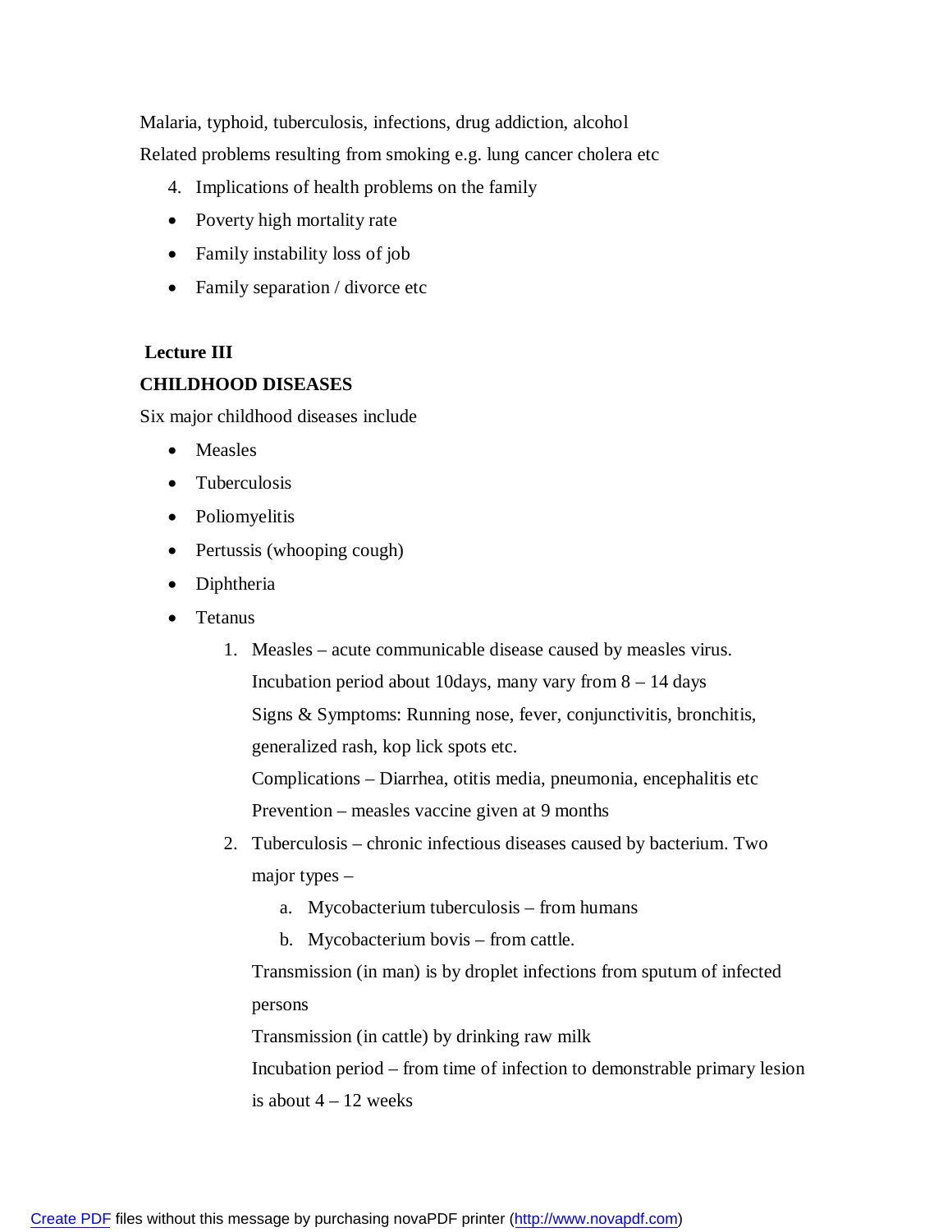Malaria, typhoid, tuberculosis, infections, drug addiction, alcohol

Related problems resulting from smoking e.g. lung cancer cholera etc

4. Implications of health problems on the family

- Poverty high mortality rate
- Family instability loss of job
- Family separation / divorce etc

**Lecture III**

**CHILDHOOD DISEASES**

Six major childhood diseases include

- Measles
- Tuberculosis
- Poliomyelitis
- Pertussis (whooping cough)
- Diphtheria
- Tetanus

1. Measles – acute communicable disease caused by measles virus.
   Incubation period about 10days, many vary from 8 – 14 days
   Signs & Symptoms: Running nose, fever, conjunctivitis, bronchitis, generalized rash, kop lick spots etc.
   Complications – Diarrhea, otitis media, pneumonia, encephalitis etc
   Prevention – measles vaccine given at 9 months
2. Tuberculosis – chronic infectious diseases caused by bacterium. Two major types –
   a. Mycobacterium tuberculosis – from humans
   b. Mycobacterium bovis – from cattle.

   Transmission (in man) is by droplet infections from sputum of infected persons
   Transmission (in cattle) by drinking raw milk
   Incubation period – from time of infection to demonstrable primary lesion is about 4 – 12 weeks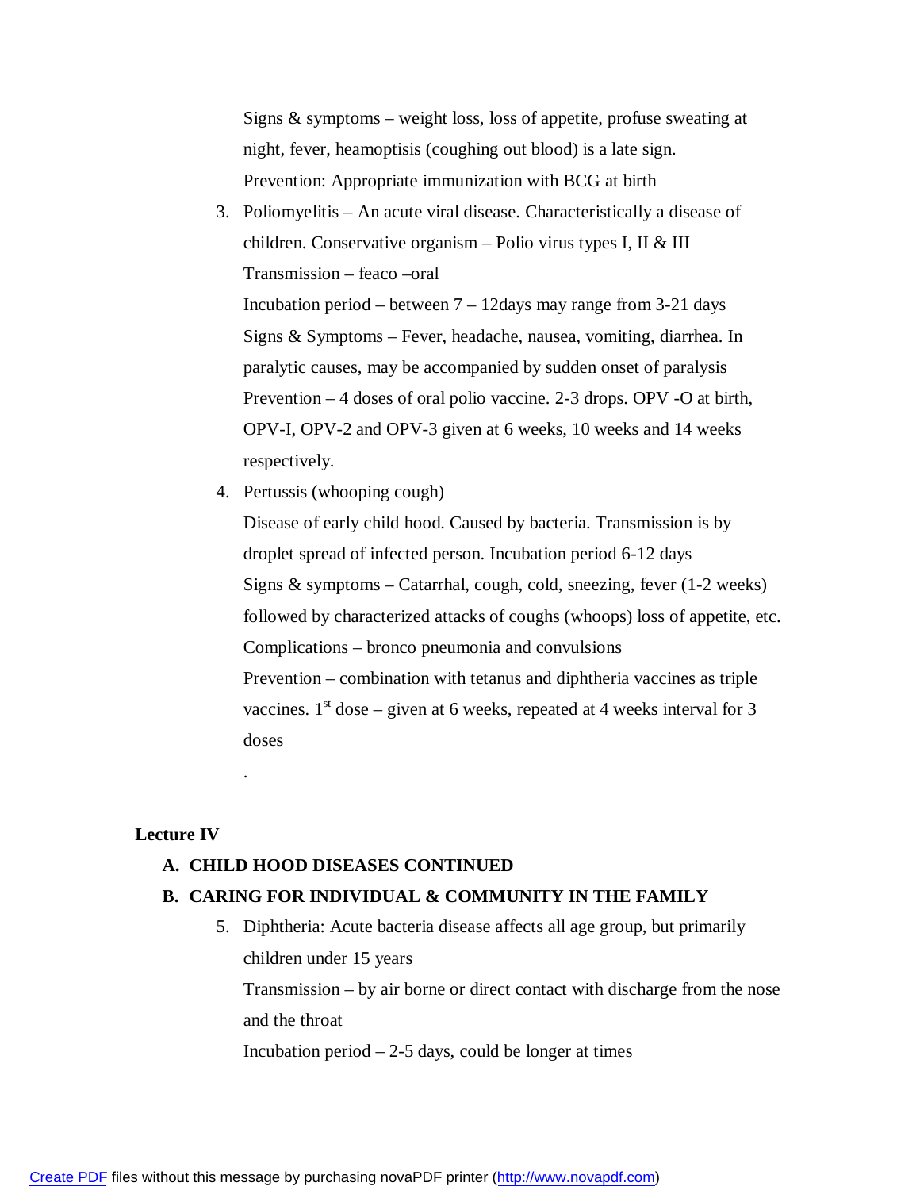Signs & symptoms – weight loss, loss of appetite, profuse sweating at night, fever, heamoptisis (coughing out blood) is a late sign.

Prevention: Appropriate immunization with BCG at birth

3. Poliomyelitis – An acute viral disease. Characteristically a disease of children. Conservative organism – Polio virus types I, II & III

   Transmission – feaco –oral

   Incubation period – between 7 – 12days may range from 3-21 days

   Signs & Symptoms – Fever, headache, nausea, vomiting, diarrhea. In paralytic causes, may be accompanied by sudden onset of paralysis

   Prevention – 4 doses of oral polio vaccine. 2-3 drops. OPV -O at birth, OPV-I, OPV-2 and OPV-3 given at 6 weeks, 10 weeks and 14 weeks respectively.

4. Pertussis (whooping cough)

   Disease of early child hood. Caused by bacteria. Transmission is by droplet spread of infected person. Incubation period 6-12 days

   Signs & symptoms – Catarrhal, cough, cold, sneezing, fever (1-2 weeks) followed by characterized attacks of coughs (whoops) loss of appetite, etc.

   Complications – bronco pneumonia and convulsions

   Prevention – combination with tetanus and diphtheria vaccines as triple vaccines. 1st dose – given at 6 weeks, repeated at 4 weeks interval for 3 doses

   .

**Lecture IV**

**A. CHILD HOOD DISEASES CONTINUED**

**B. CARING FOR INDIVIDUAL & COMMUNITY IN THE FAMILY**

5. Diphtheria: Acute bacteria disease affects all age group, but primarily children under 15 years

   Transmission – by air borne or direct contact with discharge from the nose and the throat

   Incubation period – 2-5 days, could be longer at times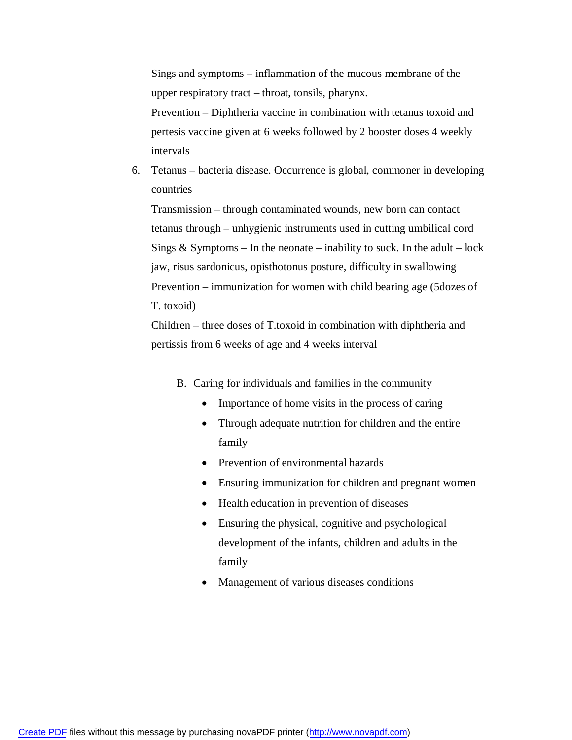Sings and symptoms – inflammation of the mucous membrane of the upper respiratory tract – throat, tonsils, pharynx.

Prevention – Diphtheria vaccine in combination with tetanus toxoid and pertesis vaccine given at 6 weeks followed by 2 booster doses 4 weekly intervals

6. Tetanus – bacteria disease. Occurrence is global, commoner in developing countries

   Transmission – through contaminated wounds, new born can contact tetanus through – unhygienic instruments used in cutting umbilical cord

   Sings & Symptoms – In the neonate – inability to suck. In the adult – lock jaw, risus sardonicus, opisthotonus posture, difficulty in swallowing

   Prevention – immunization for women with child bearing age (5dozes of T. toxoid)

   Children – three doses of T.toxoid in combination with diphtheria and pertissis from 6 weeks of age and 4 weeks interval

B. Caring for individuals and families in the community
   - Importance of home visits in the process of caring
   - Through adequate nutrition for children and the entire family
   - Prevention of environmental hazards
   - Ensuring immunization for children and pregnant women
   - Health education in prevention of diseases
   - Ensuring the physical, cognitive and psychological development of the infants, children and adults in the family
   - Management of various diseases conditions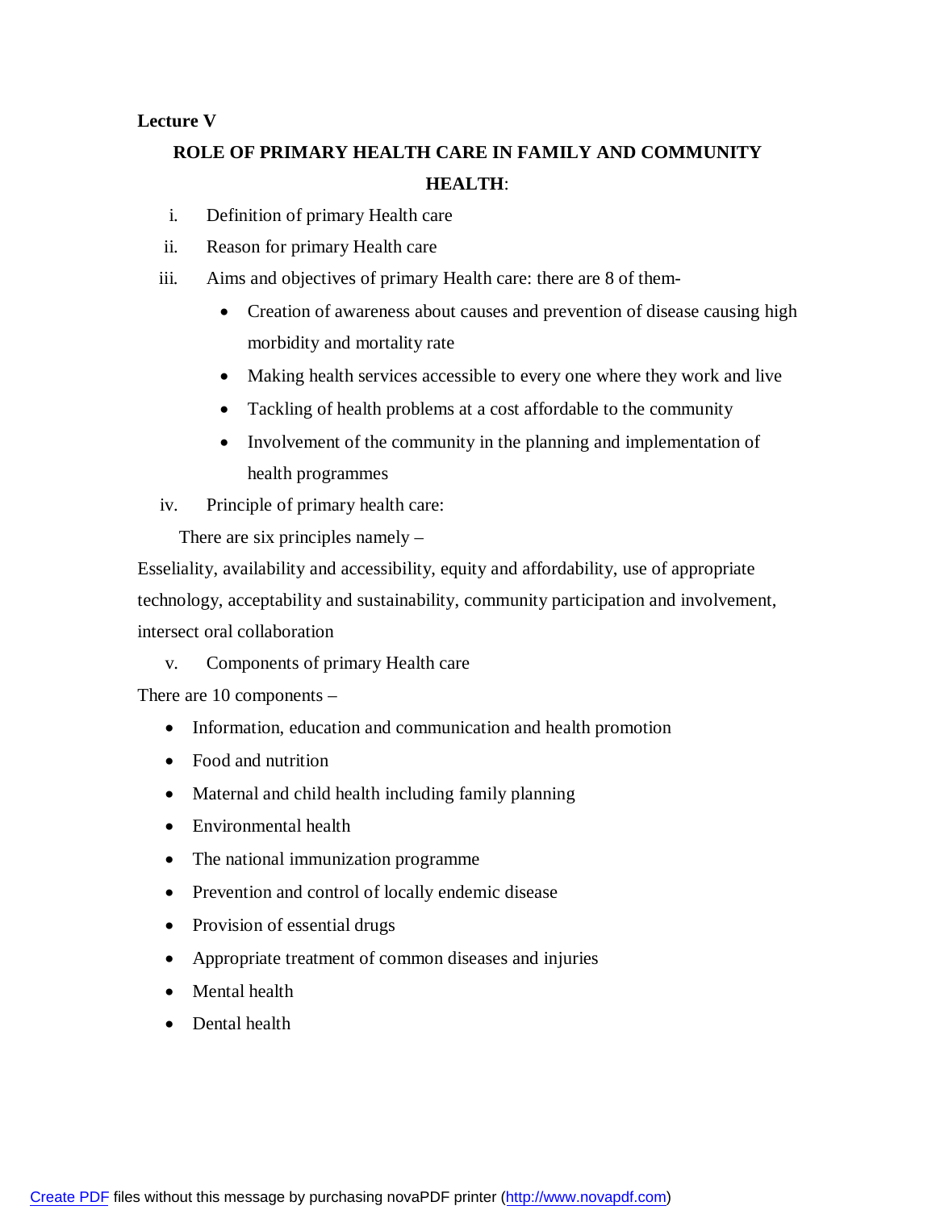**Lecture V**

**ROLE OF PRIMARY HEALTH CARE IN FAMILY AND COMMUNITY HEALTH**:

i. Definition of primary Health care
ii. Reason for primary Health care
iii. Aims and objectives of primary Health care: there are 8 of them-
    - Creation of awareness about causes and prevention of disease causing high morbidity and mortality rate
    - Making health services accessible to every one where they work and live
    - Tackling of health problems at a cost affordable to the community
    - Involvement of the community in the planning and implementation of health programmes
iv. Principle of primary health care:

There are six principles namely –

Esseliality, availability and accessibility, equity and affordability, use of appropriate technology, acceptability and sustainability, community participation and involvement, intersect oral collaboration

v. Components of primary Health care

There are 10 components –

- Information, education and communication and health promotion
- Food and nutrition
- Maternal and child health including family planning
- Environmental health
- The national immunization programme
- Prevention and control of locally endemic disease
- Provision of essential drugs
- Appropriate treatment of common diseases and injuries
- Mental health
- Dental health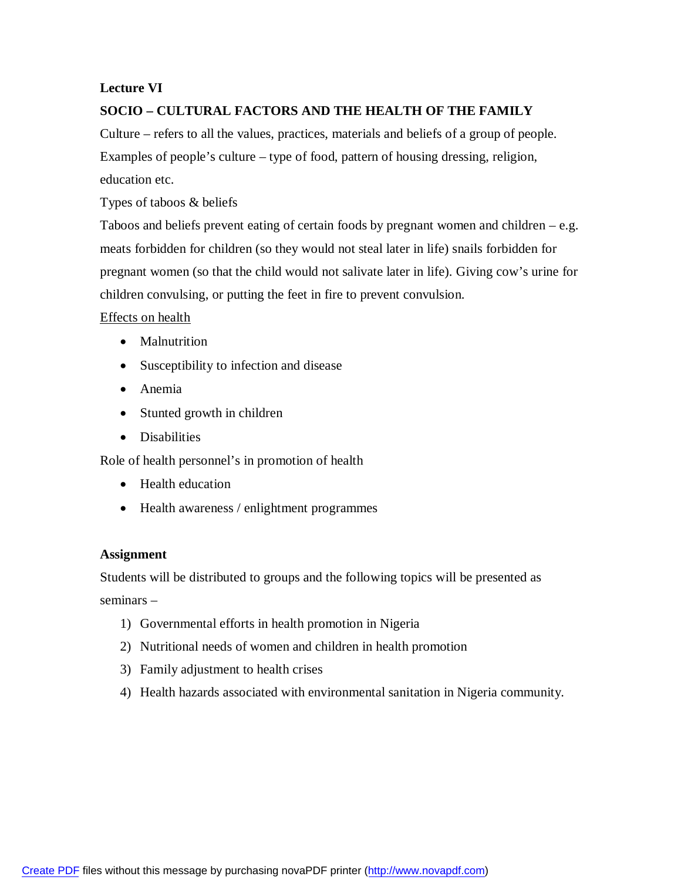**Lecture VI**

**SOCIO – CULTURAL FACTORS AND THE HEALTH OF THE FAMILY**

Culture – refers to all the values, practices, materials and beliefs of a group of people. Examples of people's culture – type of food, pattern of housing dressing, religion, education etc.

Types of taboos & beliefs

Taboos and beliefs prevent eating of certain foods by pregnant women and children – e.g. meats forbidden for children (so they would not steal later in life) snails forbidden for pregnant women (so that the child would not salivate later in life). Giving cow's urine for children convulsing, or putting the feet in fire to prevent convulsion.

<u>Effects on health</u>

- Malnutrition
- Susceptibility to infection and disease
- Anemia
- Stunted growth in children
- Disabilities

Role of health personnel's in promotion of health

- Health education
- Health awareness / enlightment programmes

**Assignment**

Students will be distributed to groups and the following topics will be presented as seminars –

1) Governmental efforts in health promotion in Nigeria
2) Nutritional needs of women and children in health promotion
3) Family adjustment to health crises
4) Health hazards associated with environmental sanitation in Nigeria community.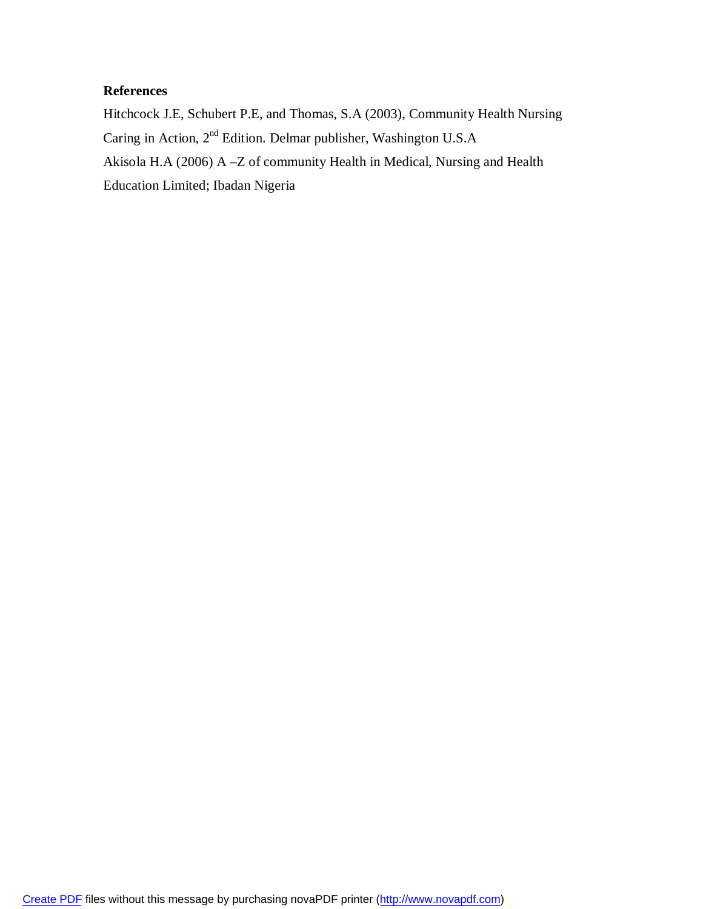**References**

Hitchcock J.E, Schubert P.E, and Thomas, S.A (2003), Community Health Nursing Caring in Action, 2nd Edition. Delmar publisher, Washington U.S.A

Akisola H.A (2006) A –Z of community Health in Medical, Nursing and Health Education Limited; Ibadan Nigeria